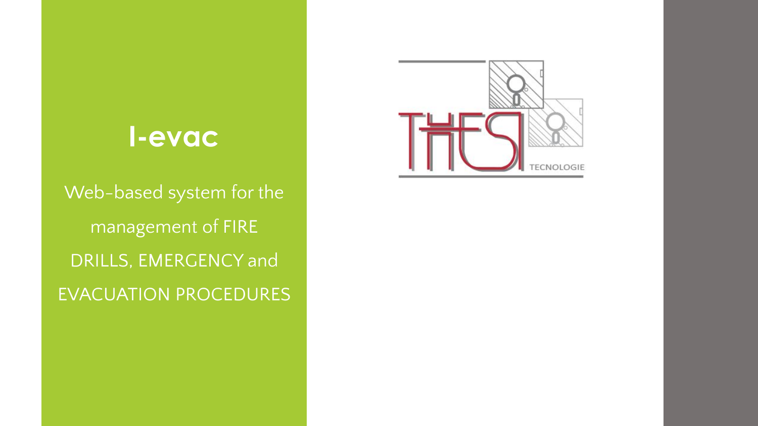# I-evac

Web-based system for the management of FIRE DRILLS, EMERGENCY and EVACUATION PROCEDURES

THESI TECNOLOGIE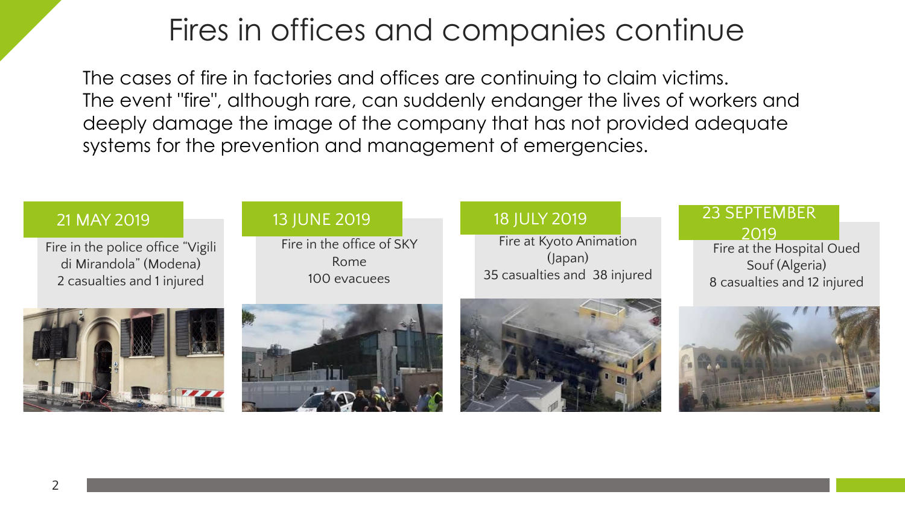# Fires in offices and companies continue

The cases of fire in factories and offices are continuing to claim victims.
The event "fire", although rare, can suddenly endanger the lives of workers and deeply damage the image of the company that has not provided adequate systems for the prevention and management of emergencies.

**21 MAY 2019**

Fire in the police office "Vigili di Mirandola" (Modena)
2 casualties and 1 injured

**13 JUNE 2019**

Fire in the office of SKY Rome
100 evacuees

**18 JULY 2019**

Fire at Kyoto Animation (Japan)
35 casualties and 38 injured

**23 SEPTEMBER 2019**

Fire at the Hospital Oued Souf (Algeria)
8 casualties and 12 injured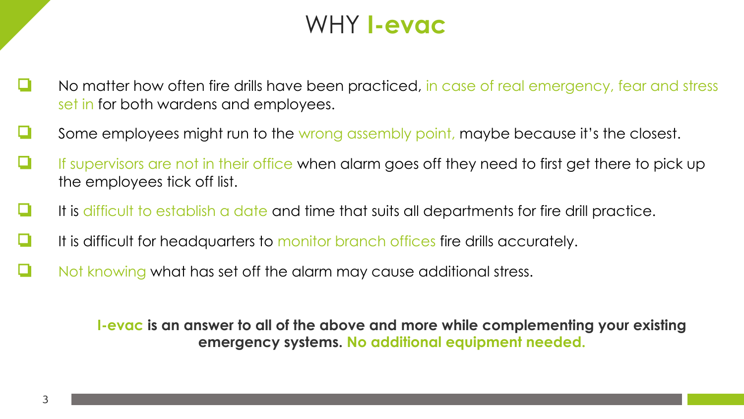# WHY **I-evac**

- No matter how often fire drills have been practiced, in case of real emergency, fear and stress set in for both wardens and employees.
- Some employees might run to the wrong assembly point, maybe because it's the closest.
- If supervisors are not in their office when alarm goes off they need to first get there to pick up the employees tick off list.
- It is difficult to establish a date and time that suits all departments for fire drill practice.
- It is difficult for headquarters to monitor branch offices fire drills accurately.
- Not knowing what has set off the alarm may cause additional stress.

**I-evac is an answer to all of the above and more while complementing your existing emergency systems. No additional equipment needed.**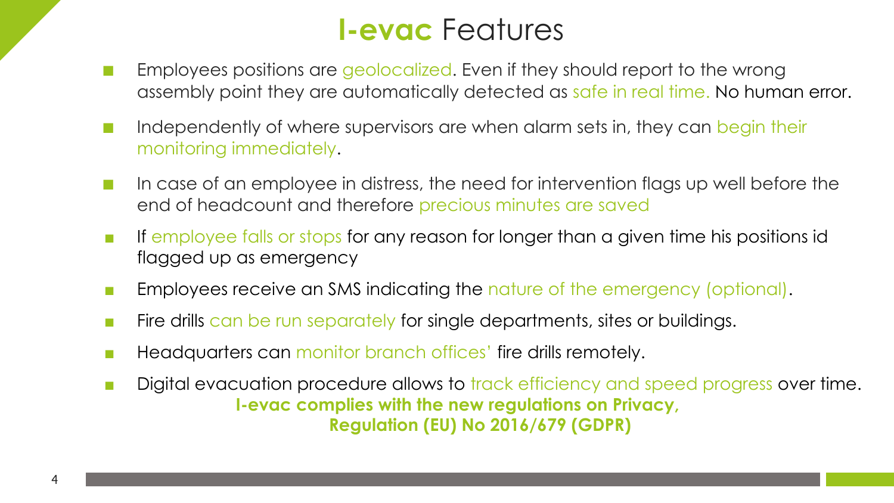# I-evac Features

- Employees positions are geolocalized. Even if they should report to the wrong assembly point they are automatically detected as safe in real time. No human error.
- Independently of where supervisors are when alarm sets in, they can begin their monitoring immediately.
- In case of an employee in distress, the need for intervention flags up well before the end of headcount and therefore precious minutes are saved
- If employee falls or stops for any reason for longer than a given time his positions id flagged up as emergency
- Employees receive an SMS indicating the nature of the emergency (optional).
- Fire drills can be run separately for single departments, sites or buildings.
- Headquarters can monitor branch offices' fire drills remotely.
- Digital evacuation procedure allows to track efficiency and speed progress over time.

**I-evac complies with the new regulations on Privacy, Regulation (EU) No 2016/679 (GDPR)**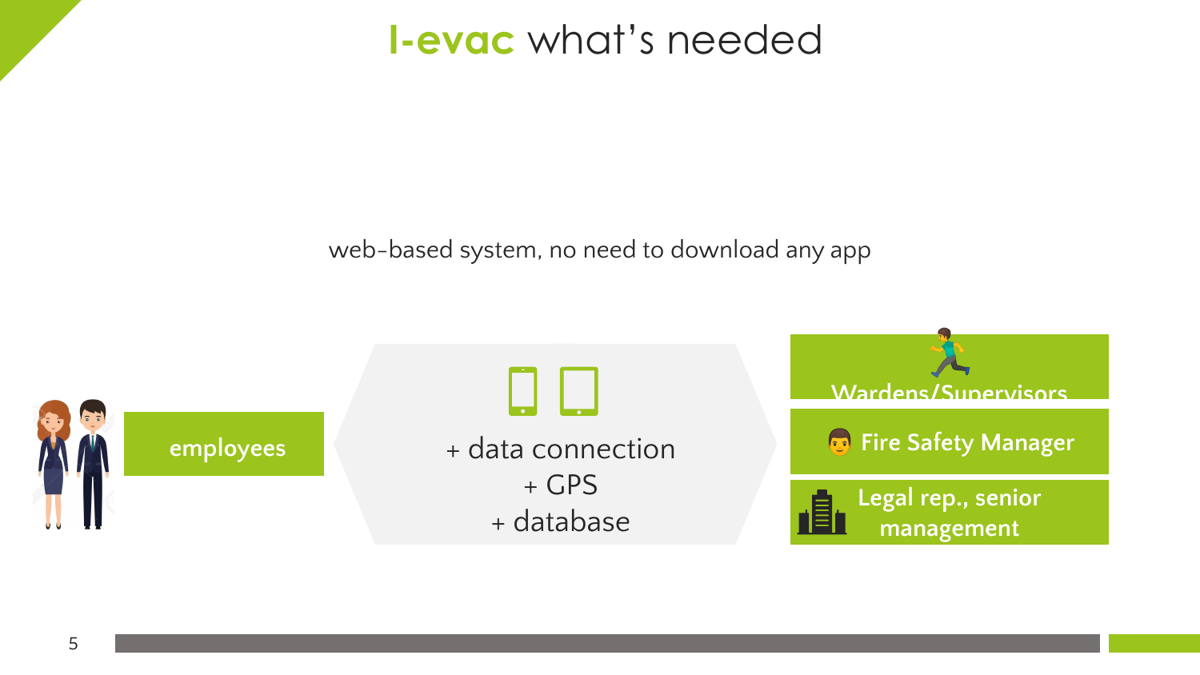# I-evac what's needed

web-based system, no need to download any app

employees

+ data connection
+ GPS
+ database

Wardens/Supervisors

Fire Safety Manager

Legal rep., senior management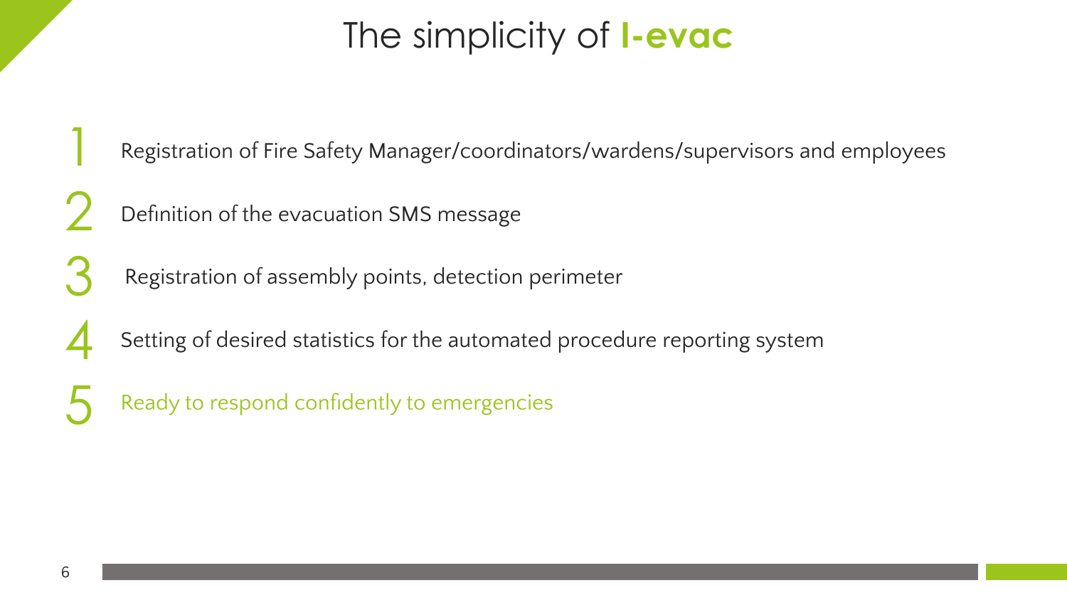# The simplicity of **I-evac**

1. Registration of Fire Safety Manager/coordinators/wardens/supervisors and employees
2. Definition of the evacuation SMS message
3. Registration of assembly points, detection perimeter
4. Setting of desired statistics for the automated procedure reporting system
5. Ready to respond confidently to emergencies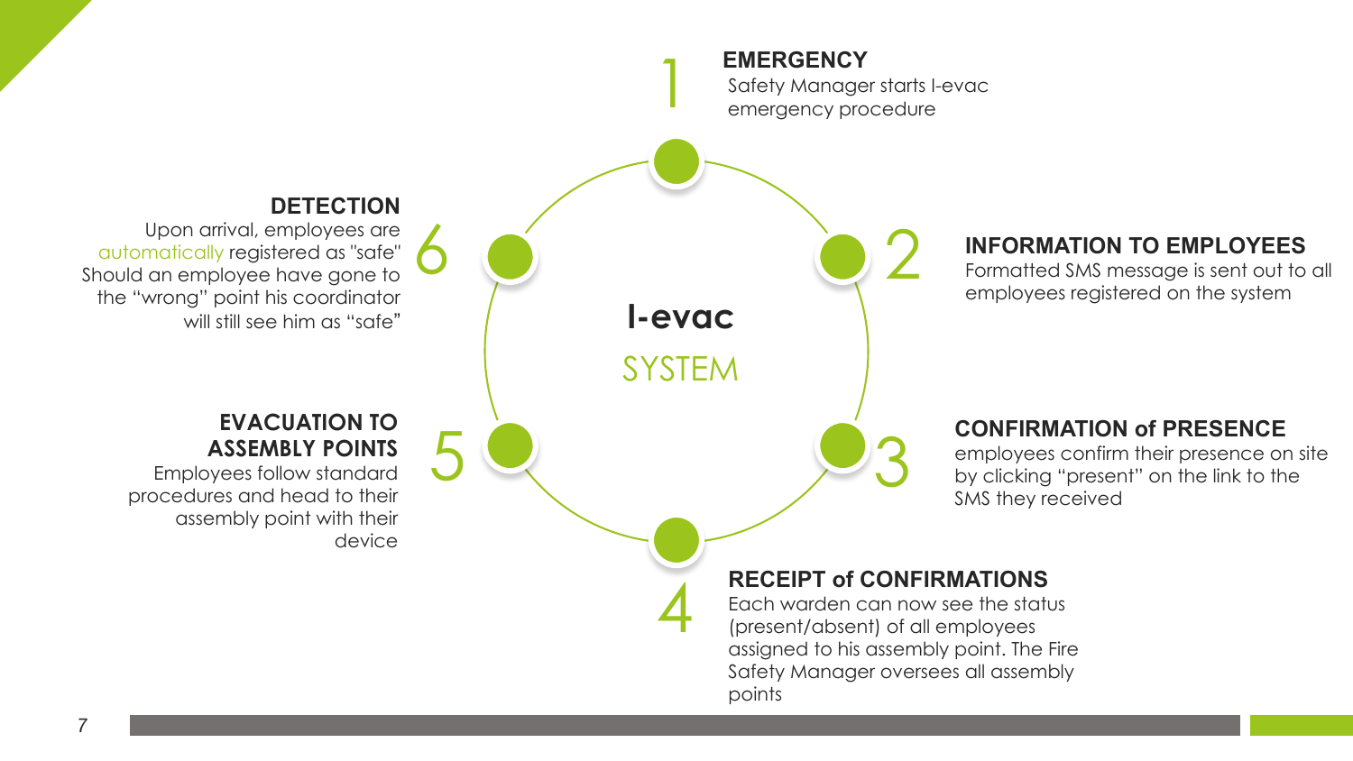# I-evac SYSTEM

## 1 EMERGENCY

Safety Manager starts I-evac emergency procedure

## 2 INFORMATION TO EMPLOYEES

Formatted SMS message is sent out to all employees registered on the system

## 3 CONFIRMATION of PRESENCE

employees confirm their presence on site by clicking "present" on the link to the SMS they received

## 4 RECEIPT of CONFIRMATIONS

Each warden can now see the status (present/absent) of all employees assigned to his assembly point. The Fire Safety Manager oversees all assembly points

## 5 EVACUATION TO ASSEMBLY POINTS

Employees follow standard procedures and head to their assembly point with their device

## 6 DETECTION

Upon arrival, employees are automatically registered as "safe" Should an employee have gone to the "wrong" point his coordinator will still see him as "safe"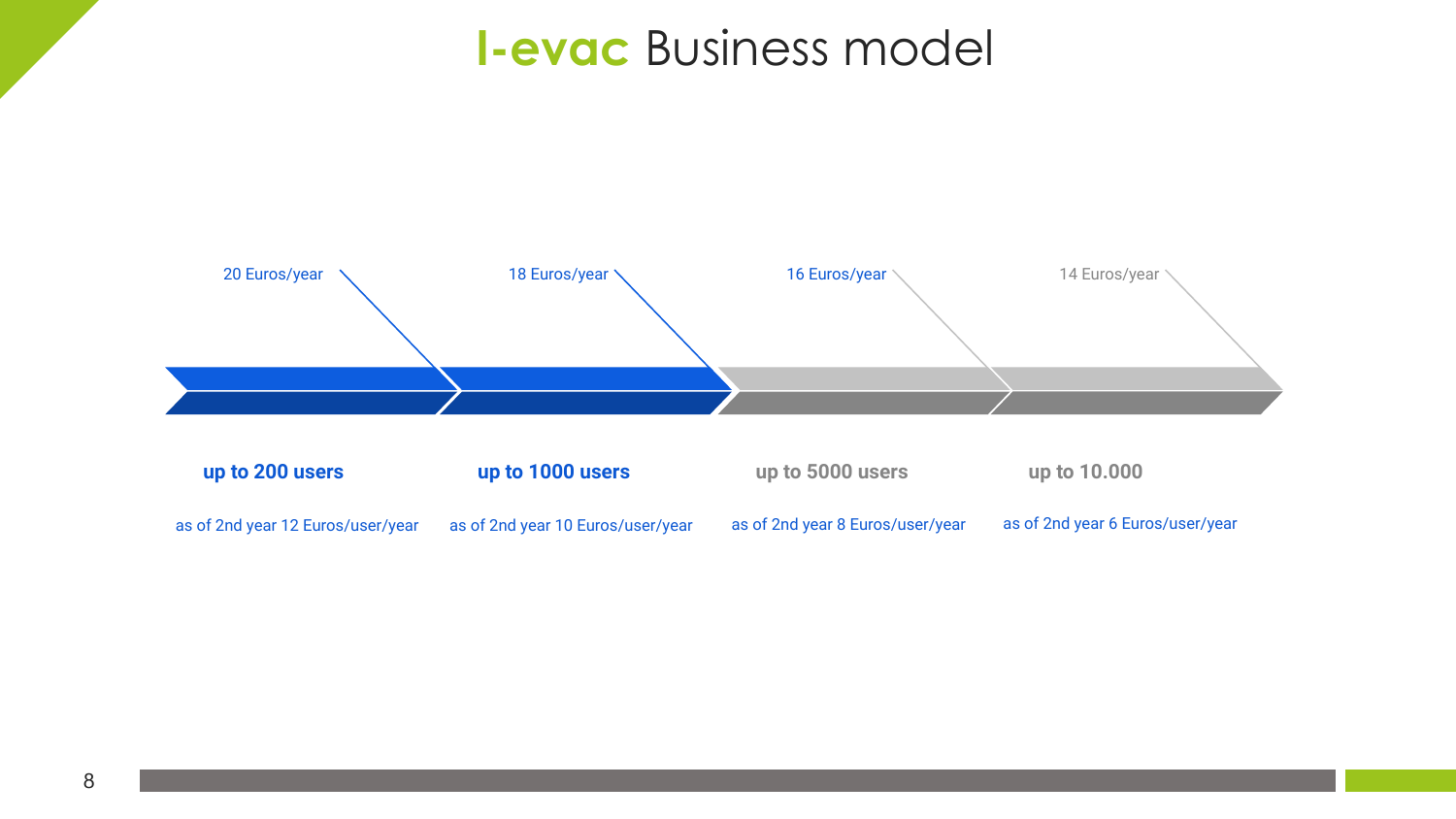# I-evac Business model

| 20 Euros/year | 18 Euros/year | 16 Euros/year | 14 Euros/year |
|---|---|---|---|
| **up to 200 users** | **up to 1000 users** | **up to 5000 users** | **up to 10.000** |
| as of 2nd year 12 Euros/user/year | as of 2nd year 10 Euros/user/year | as of 2nd year 8 Euros/user/year | as of 2nd year 6 Euros/user/year |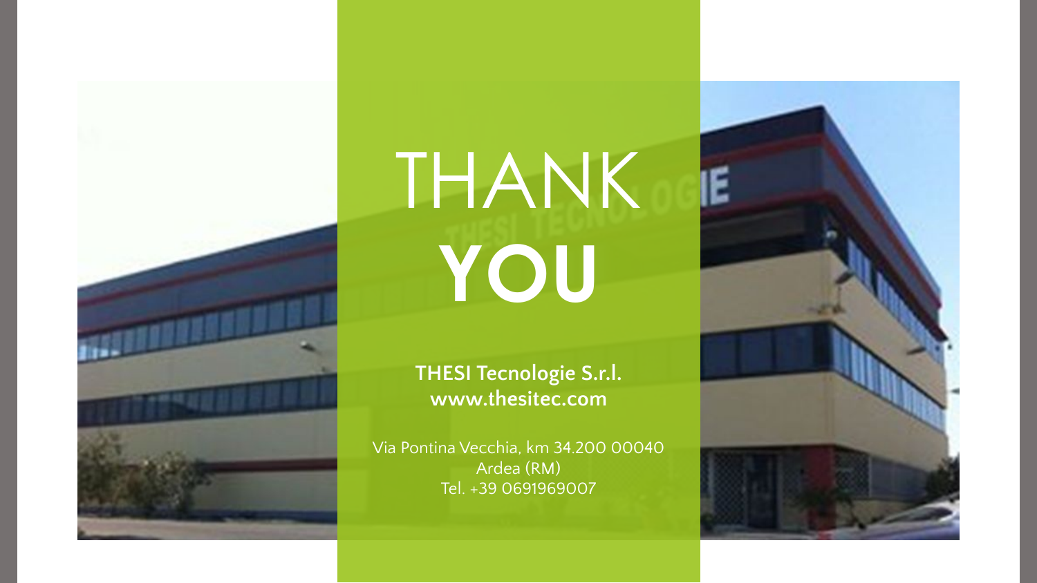# THANK **YOU**

**THESI Tecnologie S.r.l.**
**www.thesitec.com**

Via Pontina Vecchia, km 34.200 00040
Ardea (RM)
Tel. +39 0691969007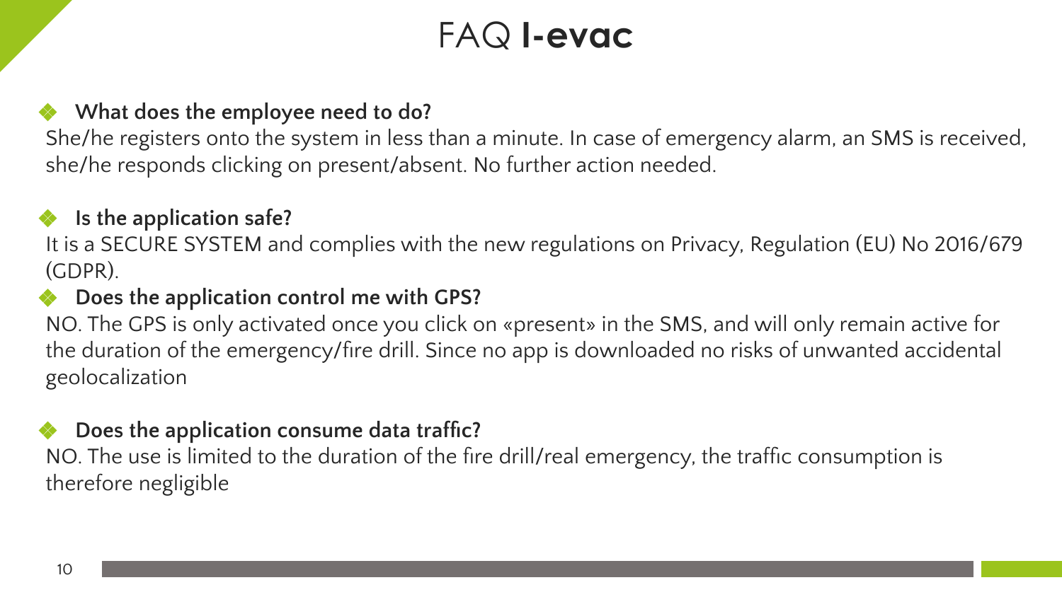# FAQ **I-evac**

- **What does the employee need to do?**

She/he registers onto the system in less than a minute. In case of emergency alarm, an SMS is received, she/he responds clicking on present/absent. No further action needed.

- **Is the application safe?**

It is a SECURE SYSTEM and complies with the new regulations on Privacy, Regulation (EU) No 2016/679 (GDPR).

- **Does the application control me with GPS?**

NO. The GPS is only activated once you click on «present» in the SMS, and will only remain active for the duration of the emergency/fire drill. Since no app is downloaded no risks of unwanted accidental geolocalization

- **Does the application consume data traffic?**

NO. The use is limited to the duration of the fire drill/real emergency, the traffic consumption is therefore negligible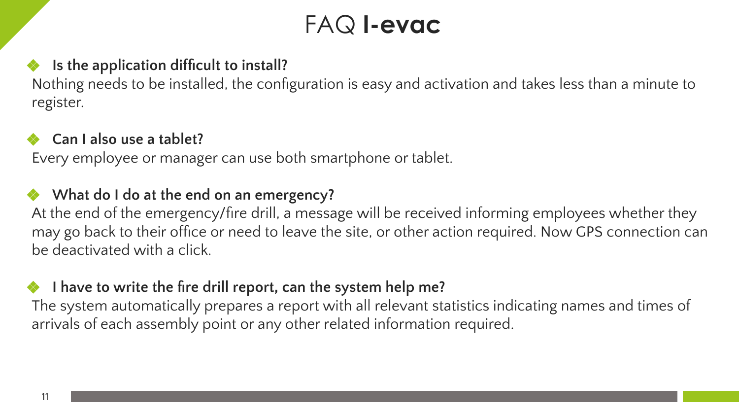# FAQ **I-evac**

- **Is the application difficult to install?**

Nothing needs to be installed, the configuration is easy and activation and takes less than a minute to register.

- **Can I also use a tablet?**

Every employee or manager can use both smartphone or tablet.

- **What do I do at the end on an emergency?**

At the end of the emergency/fire drill, a message will be received informing employees whether they may go back to their office or need to leave the site, or other action required. Now GPS connection can be deactivated with a click.

- **I have to write the fire drill report, can the system help me?**

The system automatically prepares a report with all relevant statistics indicating names and times of arrivals of each assembly point or any other related information required.